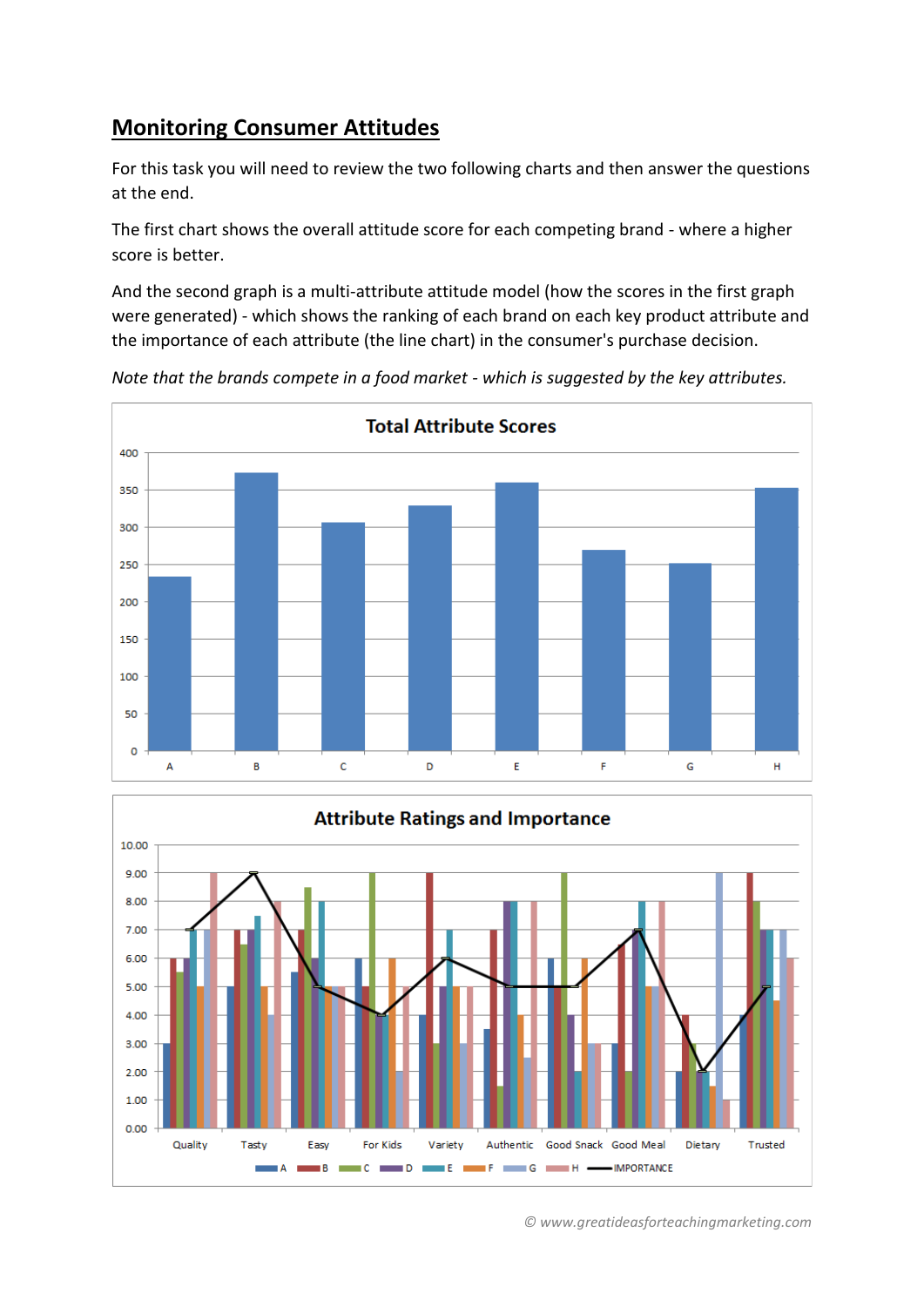# Monitoring Consumer Attitudes

For this task you will need to review the two following charts and then answer the questions at the end.

The first chart shows the overall attitude score for each competing brand - where a higher score is better.

And the second graph is a multi-attribute attitude model (how the scores in the first graph were generated) - which shows the ranking of each brand on each key product attribute and the importance of each attribute (the line chart) in the consumer's purchase decision.

*Note that the brands compete in a food market - which is suggested by the key attributes.*

**Total Attribute Scores**

**Attribute Ratings and Importance**

© www.greatideasforteachingmarketing.com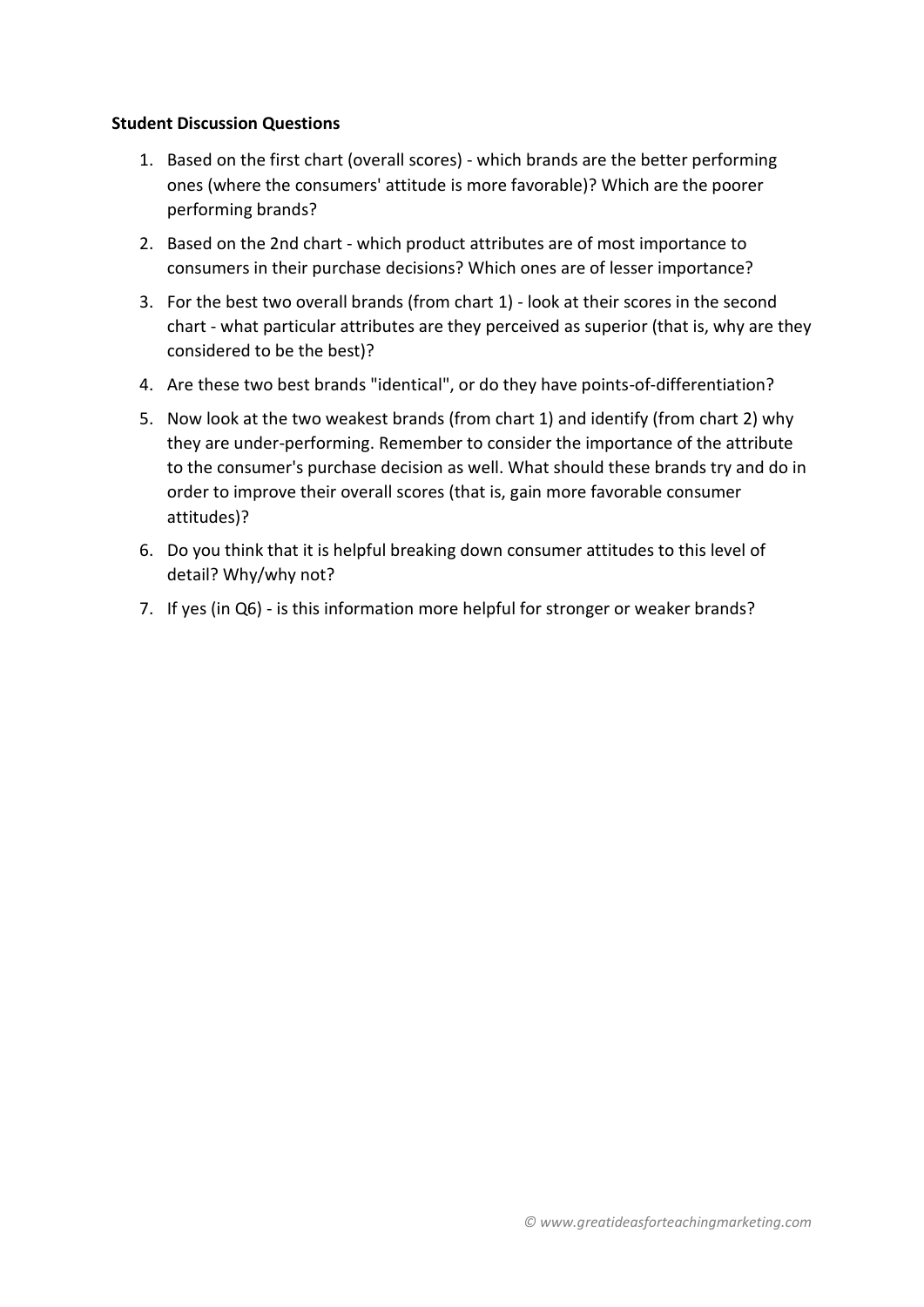**Student Discussion Questions**

1. Based on the first chart (overall scores) - which brands are the better performing ones (where the consumers' attitude is more favorable)? Which are the poorer performing brands?
2. Based on the 2nd chart - which product attributes are of most importance to consumers in their purchase decisions? Which ones are of lesser importance?
3. For the best two overall brands (from chart 1) - look at their scores in the second chart - what particular attributes are they perceived as superior (that is, why are they considered to be the best)?
4. Are these two best brands "identical", or do they have points-of-differentiation?
5. Now look at the two weakest brands (from chart 1) and identify (from chart 2) why they are under-performing. Remember to consider the importance of the attribute to the consumer's purchase decision as well. What should these brands try and do in order to improve their overall scores (that is, gain more favorable consumer attitudes)?
6. Do you think that it is helpful breaking down consumer attitudes to this level of detail? Why/why not?
7. If yes (in Q6) - is this information more helpful for stronger or weaker brands?

*© www.greatideasforteachingmarketing.com*